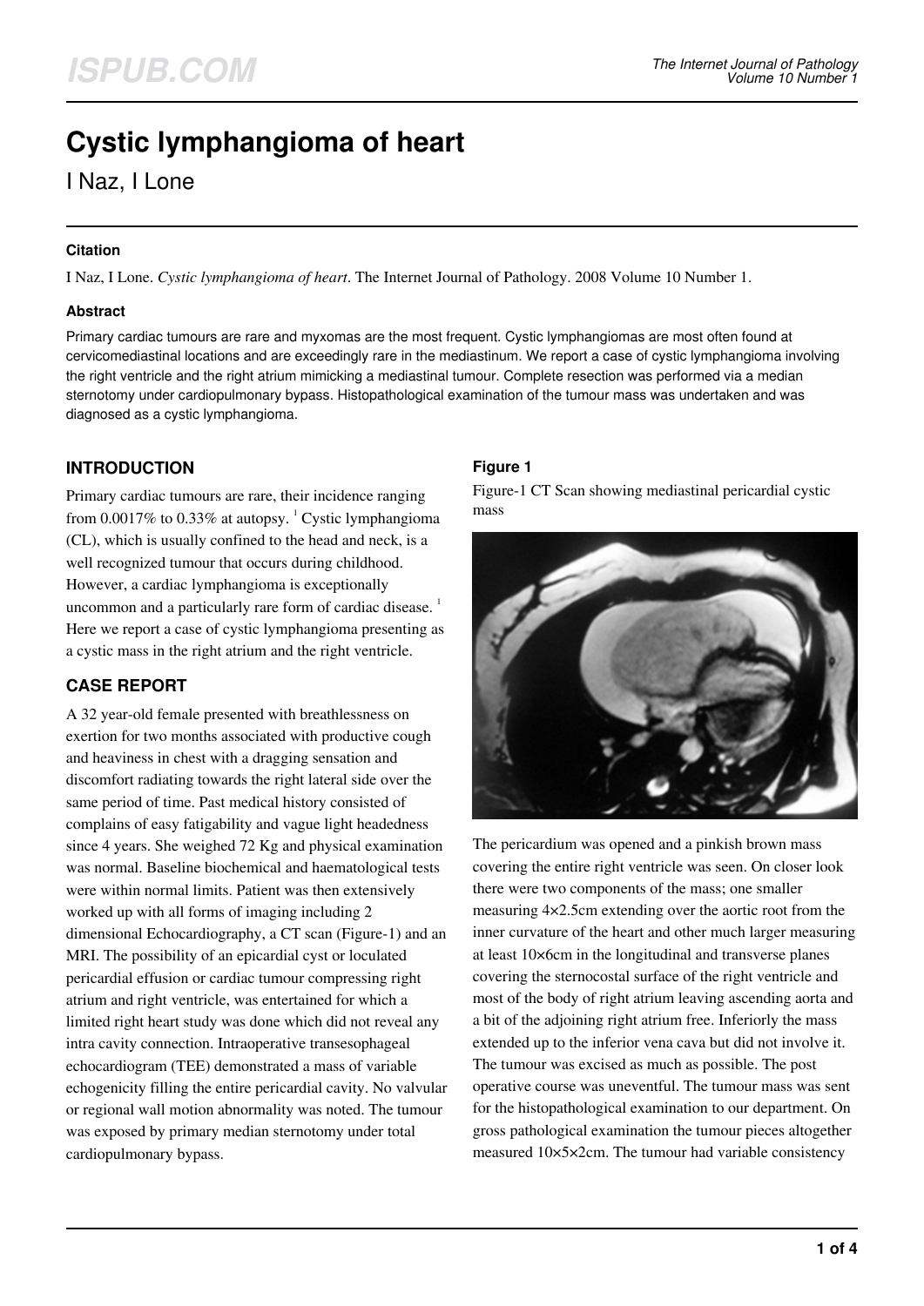# Cystic lymphangioma of heart

I Naz, I Lone

### Citation

I Naz, I Lone. *Cystic lymphangioma of heart*. The Internet Journal of Pathology. 2008 Volume 10 Number 1.

### Abstract

Primary cardiac tumours are rare and myxomas are the most frequent. Cystic lymphangiomas are most often found at cervicomediastinal locations and are exceedingly rare in the mediastinum. We report a case of cystic lymphangioma involving the right ventricle and the right atrium mimicking a mediastinal tumour. Complete resection was performed via a median sternotomy under cardiopulmonary bypass. Histopathological examination of the tumour mass was undertaken and was diagnosed as a cystic lymphangioma.

## INTRODUCTION

Primary cardiac tumours are rare, their incidence ranging from 0.0017% to 0.33% at autopsy. [1] Cystic lymphangioma (CL), which is usually confined to the head and neck, is a well recognized tumour that occurs during childhood. However, a cardiac lymphangioma is exceptionally uncommon and a particularly rare form of cardiac disease. [1] Here we report a case of cystic lymphangioma presenting as a cystic mass in the right atrium and the right ventricle.

## CASE REPORT

A 32 year-old female presented with breathlessness on exertion for two months associated with productive cough and heaviness in chest with a dragging sensation and discomfort radiating towards the right lateral side over the same period of time. Past medical history consisted of complains of easy fatigability and vague light headedness since 4 years. She weighed 72 Kg and physical examination was normal. Baseline biochemical and haematological tests were within normal limits. Patient was then extensively worked up with all forms of imaging including 2 dimensional Echocardiography, a CT scan (Figure-1) and an MRI. The possibility of an epicardial cyst or loculated pericardial effusion or cardiac tumour compressing right atrium and right ventricle, was entertained for which a limited right heart study was done which did not reveal any intra cavity connection. Intraoperative transesophageal echocardiogram (TEE) demonstrated a mass of variable echogenicity filling the entire pericardial cavity. No valvular or regional wall motion abnormality was noted. The tumour was exposed by primary median sternotomy under total cardiopulmonary bypass.

### Figure 1

Figure-1 CT Scan showing mediastinal pericardial cystic mass

The pericardium was opened and a pinkish brown mass covering the entire right ventricle was seen. On closer look there were two components of the mass; one smaller measuring 4×2.5cm extending over the aortic root from the inner curvature of the heart and other much larger measuring at least 10×6cm in the longitudinal and transverse planes covering the sternocostal surface of the right ventricle and most of the body of right atrium leaving ascending aorta and a bit of the adjoining right atrium free. Inferiorly the mass extended up to the inferior vena cava but did not involve it. The tumour was excised as much as possible. The post operative course was uneventful. The tumour mass was sent for the histopathological examination to our department. On gross pathological examination the tumour pieces altogether measured 10×5×2cm. The tumour had variable consistency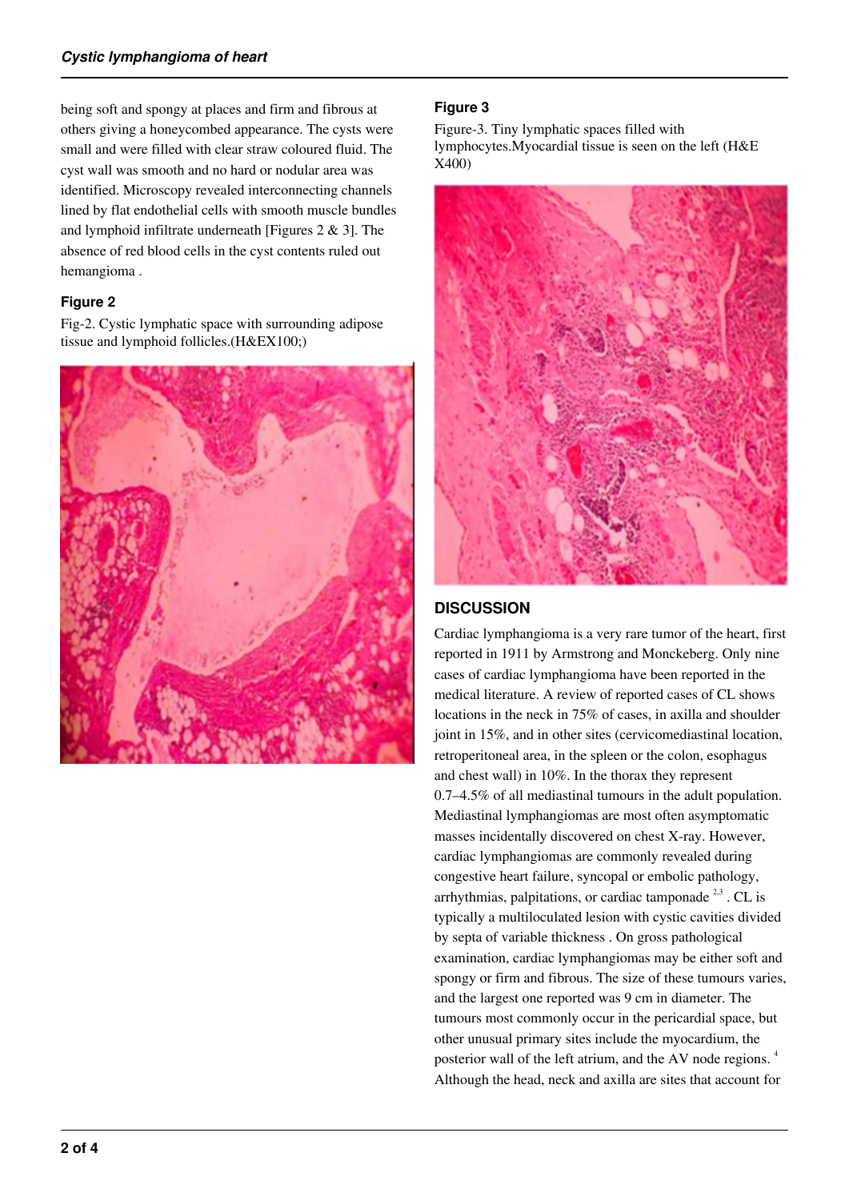being soft and spongy at places and firm and fibrous at others giving a honeycombed appearance. The cysts were small and were filled with clear straw coloured fluid. The cyst wall was smooth and no hard or nodular area was identified. Microscopy revealed interconnecting channels lined by flat endothelial cells with smooth muscle bundles and lymphoid infiltrate underneath [Figures 2 & 3]. The absence of red blood cells in the cyst contents ruled out hemangioma .

### Figure 2

Fig-2. Cystic lymphatic space with surrounding adipose tissue and lymphoid follicles.(H&EX100;)

### Figure 3

Figure-3. Tiny lymphatic spaces filled with lymphocytes.Myocardial tissue is seen on the left (H&E X400)

## DISCUSSION

Cardiac lymphangioma is a very rare tumor of the heart, first reported in 1911 by Armstrong and Monckeberg. Only nine cases of cardiac lymphangioma have been reported in the medical literature. A review of reported cases of CL shows locations in the neck in 75% of cases, in axilla and shoulder joint in 15%, and in other sites (cervicomediastinal location, retroperitoneal area, in the spleen or the colon, esophagus and chest wall) in 10%. In the thorax they represent 0.7–4.5% of all mediastinal tumours in the adult population. Mediastinal lymphangiomas are most often asymptomatic masses incidentally discovered on chest X-ray. However, cardiac lymphangiomas are commonly revealed during congestive heart failure, syncopal or embolic pathology, arrhythmias, palpitations, or cardiac tamponade [2,3] . CL is typically a multiloculated lesion with cystic cavities divided by septa of variable thickness . On gross pathological examination, cardiac lymphangiomas may be either soft and spongy or firm and fibrous. The size of these tumours varies, and the largest one reported was 9 cm in diameter. The tumours most commonly occur in the pericardial space, but other unusual primary sites include the myocardium, the posterior wall of the left atrium, and the AV node regions. [4] Although the head, neck and axilla are sites that account for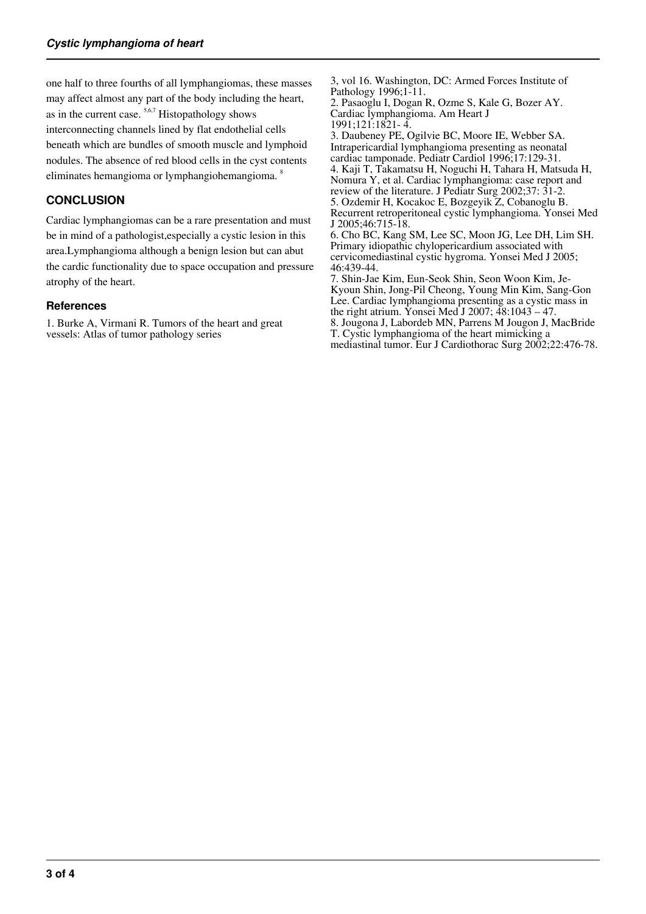one half to three fourths of all lymphangiomas, these masses may affect almost any part of the body including the heart, as in the current case. [5,6,7] Histopathology shows interconnecting channels lined by flat endothelial cells beneath which are bundles of smooth muscle and lymphoid nodules. The absence of red blood cells in the cyst contents eliminates hemangioma or lymphangiohemangioma. [8]

## CONCLUSION

Cardiac lymphangiomas can be a rare presentation and must be in mind of a pathologist,especially a cystic lesion in this area.Lymphangioma although a benign lesion but can abut the cardic functionality due to space occupation and pressure atrophy of the heart.

### References

1. Burke A, Virmani R. Tumors of the heart and great vessels: Atlas of tumor pathology series 3, vol 16. Washington, DC: Armed Forces Institute of Pathology 1996;1-11.
2. Pasaoglu I, Dogan R, Ozme S, Kale G, Bozer AY. Cardiac lymphangioma. Am Heart J 1991;121:1821- 4.
3. Daubeney PE, Ogilvie BC, Moore IE, Webber SA. Intrapericardial lymphangioma presenting as neonatal cardiac tamponade. Pediatr Cardiol 1996;17:129-31.
4. Kaji T, Takamatsu H, Noguchi H, Tahara H, Matsuda H, Nomura Y, et al. Cardiac lymphangioma: case report and review of the literature. J Pediatr Surg 2002;37: 31-2.
5. Ozdemir H, Kocakoc E, Bozgeyik Z, Cobanoglu B. Recurrent retroperitoneal cystic lymphangioma. Yonsei Med J 2005;46:715-18.
6. Cho BC, Kang SM, Lee SC, Moon JG, Lee DH, Lim SH. Primary idiopathic chylopericardium associated with cervicomediastinal cystic hygroma. Yonsei Med J 2005; 46:439-44.
7. Shin-Jae Kim, Eun-Seok Shin, Seon Woon Kim, Je-Kyoun Shin, Jong-Pil Cheong, Young Min Kim, Sang-Gon Lee. Cardiac lymphangioma presenting as a cystic mass in the right atrium. Yonsei Med J 2007; 48:1043 – 47.
8. Jougona J, Labordeb MN, Parrens M Jougon J, MacBride T. Cystic lymphangioma of the heart mimicking a mediastinal tumor. Eur J Cardiothorac Surg 2002;22:476-78.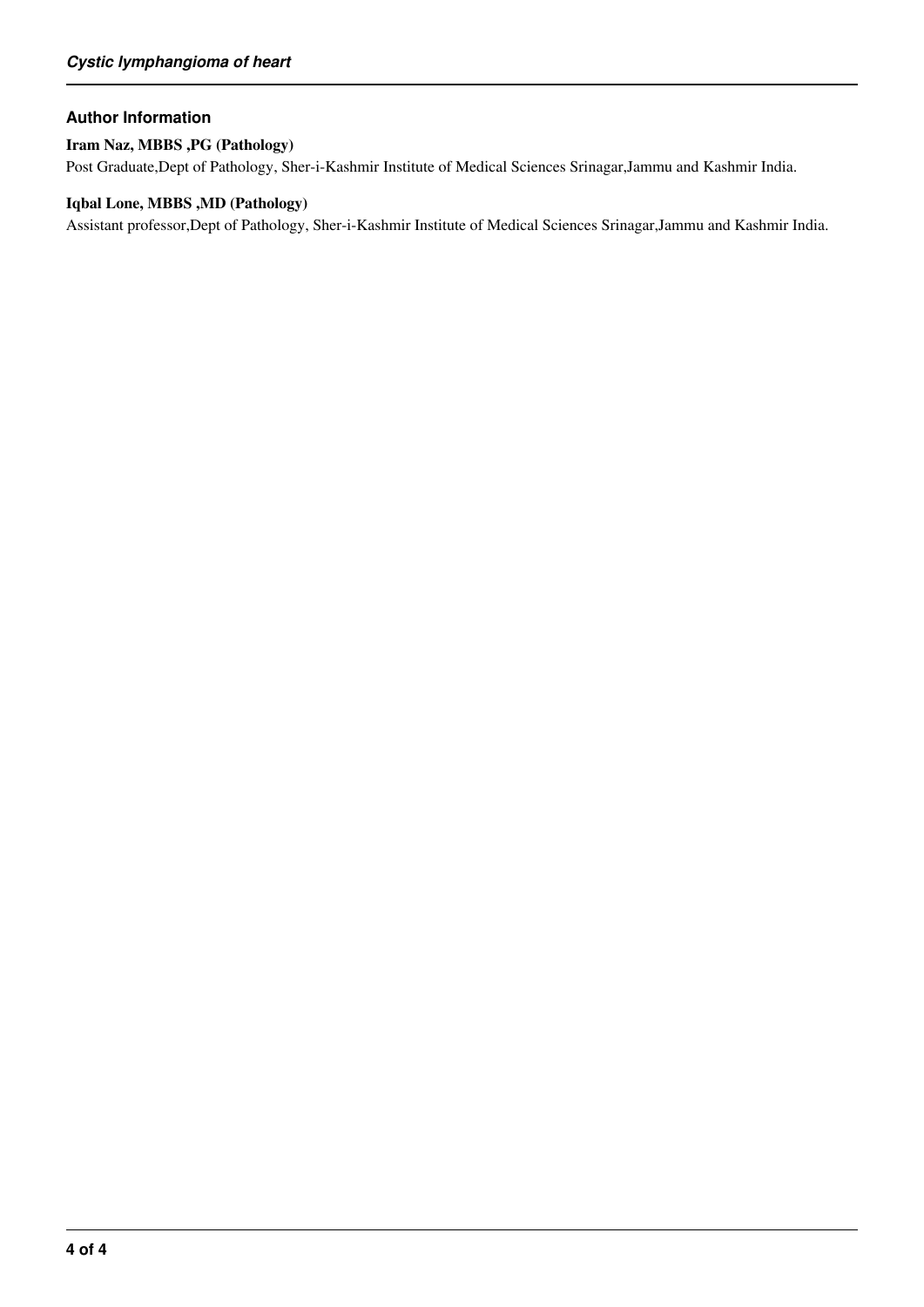## Author Information

**Iram Naz, MBBS ,PG (Pathology)**

Post Graduate,Dept of Pathology, Sher-i-Kashmir Institute of Medical Sciences Srinagar,Jammu and Kashmir India.

**Iqbal Lone, MBBS ,MD (Pathology)**

Assistant professor,Dept of Pathology, Sher-i-Kashmir Institute of Medical Sciences Srinagar,Jammu and Kashmir India.